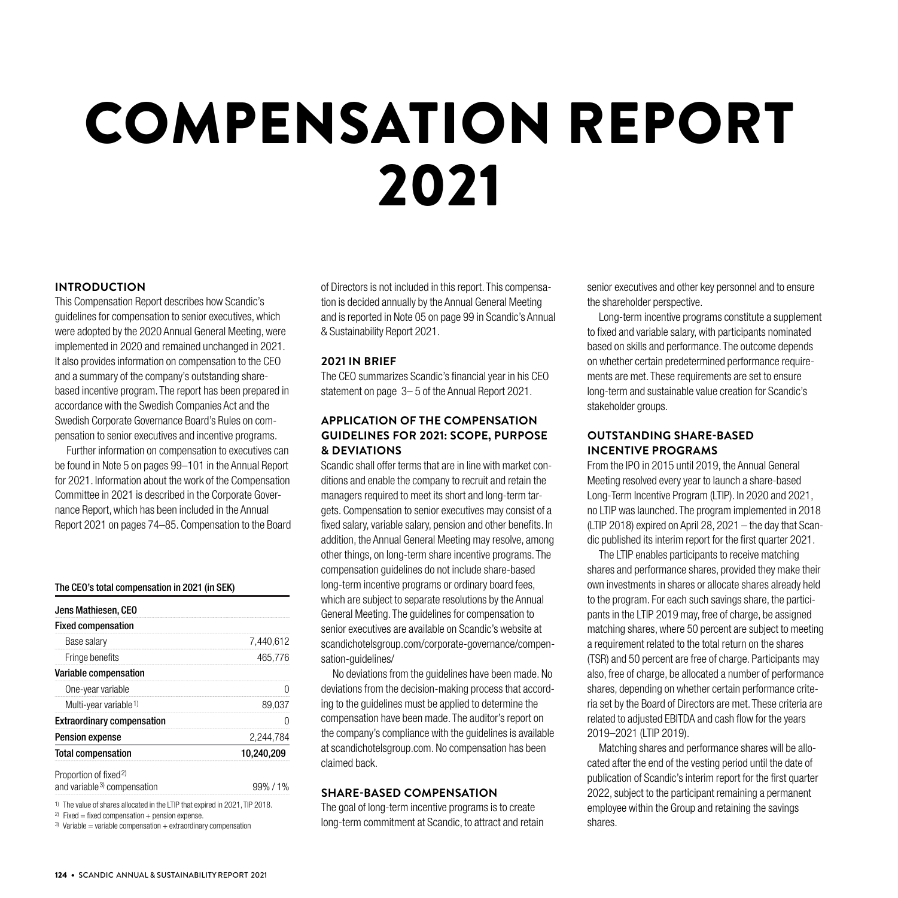# COMPENSATION REPORT 2021

## INTRODUCTION

This Compensation Report describes how Scandic's guidelines for compensation to senior executives, which were adopted by the 2020 Annual General Meeting, were implemented in 2020 and remained unchanged in 2021. It also provides information on compensation to the CEO and a summary of the company's outstanding share-based incentive program. The report has been prepared in accordance with the Swedish Companies Act and the Swedish Corporate Governance Board's Rules on compensation to senior executives and incentive programs.

Further information on compensation to executives can be found in Note 5 on pages 99–101 in the Annual Report for 2021. Information about the work of the Compensation Committee in 2021 is described in the Corporate Governance Report, which has been included in the Annual Report 2021 on pages 74–85. Compensation to the Board of Directors is not included in this report. This compensation is decided annually by the Annual General Meeting and is reported in Note 05 on page 99 in Scandic's Annual & Sustainability Report 2021.

**The CEO's total compensation in 2021 (in SEK)**

| Jens Mathiesen, CEO | |
|---|---|
| **Fixed compensation** | |
| Base salary | 7,440,612 |
| Fringe benefits | 465,776 |
| **Variable compensation** | |
| One-year variable | 0 |
| Multi-year variable[1] | 89,037 |
| **Extraordinary compensation** | 0 |
| **Pension expense** | 2,244,784 |
| **Total compensation** | **10,240,209** |
| Proportion of fixed[2] and variable[3] compensation | 99% / 1% |

1) The value of shares allocated in the LTIP that expired in 2021, TIP 2018.
2) Fixed = fixed compensation + pension expense.
3) Variable = variable compensation + extraordinary compensation

## 2021 IN BRIEF

The CEO summarizes Scandic's financial year in his CEO statement on page 3– 5 of the Annual Report 2021.

## APPLICATION OF THE COMPENSATION GUIDELINES FOR 2021: SCOPE, PURPOSE & DEVIATIONS

Scandic shall offer terms that are in line with market conditions and enable the company to recruit and retain the managers required to meet its short and long-term targets. Compensation to senior executives may consist of a fixed salary, variable salary, pension and other benefits. In addition, the Annual General Meeting may resolve, among other things, on long-term share incentive programs. The compensation guidelines do not include share-based long-term incentive programs or ordinary board fees, which are subject to separate resolutions by the Annual General Meeting. The guidelines for compensation to senior executives are available on Scandic's website at scandichotelsgroup.com/corporate-governance/compensation-guidelines/

No deviations from the guidelines have been made. No deviations from the decision-making process that according to the guidelines must be applied to determine the compensation have been made. The auditor's report on the company's compliance with the guidelines is available at scandichotelsgroup.com. No compensation has been claimed back.

## SHARE-BASED COMPENSATION

The goal of long-term incentive programs is to create long-term commitment at Scandic, to attract and retain senior executives and other key personnel and to ensure the shareholder perspective.

Long-term incentive programs constitute a supplement to fixed and variable salary, with participants nominated based on skills and performance. The outcome depends on whether certain predetermined performance requirements are met. These requirements are set to ensure long-term and sustainable value creation for Scandic's stakeholder groups.

## OUTSTANDING SHARE-BASED INCENTIVE PROGRAMS

From the IPO in 2015 until 2019, the Annual General Meeting resolved every year to launch a share-based Long-Term Incentive Program (LTIP). In 2020 and 2021, no LTIP was launched. The program implemented in 2018 (LTIP 2018) expired on April 28, 2021 – the day that Scandic published its interim report for the first quarter 2021.

The LTIP enables participants to receive matching shares and performance shares, provided they make their own investments in shares or allocate shares already held to the program. For each such savings share, the participants in the LTIP 2019 may, free of charge, be assigned matching shares, where 50 percent are subject to meeting a requirement related to the total return on the shares (TSR) and 50 percent are free of charge. Participants may also, free of charge, be allocated a number of performance shares, depending on whether certain performance criteria set by the Board of Directors are met. These criteria are related to adjusted EBITDA and cash flow for the years 2019–2021 (LTIP 2019).

Matching shares and performance shares will be allocated after the end of the vesting period until the date of publication of Scandic's interim report for the first quarter 2022, subject to the participant remaining a permanent employee within the Group and retaining the savings shares.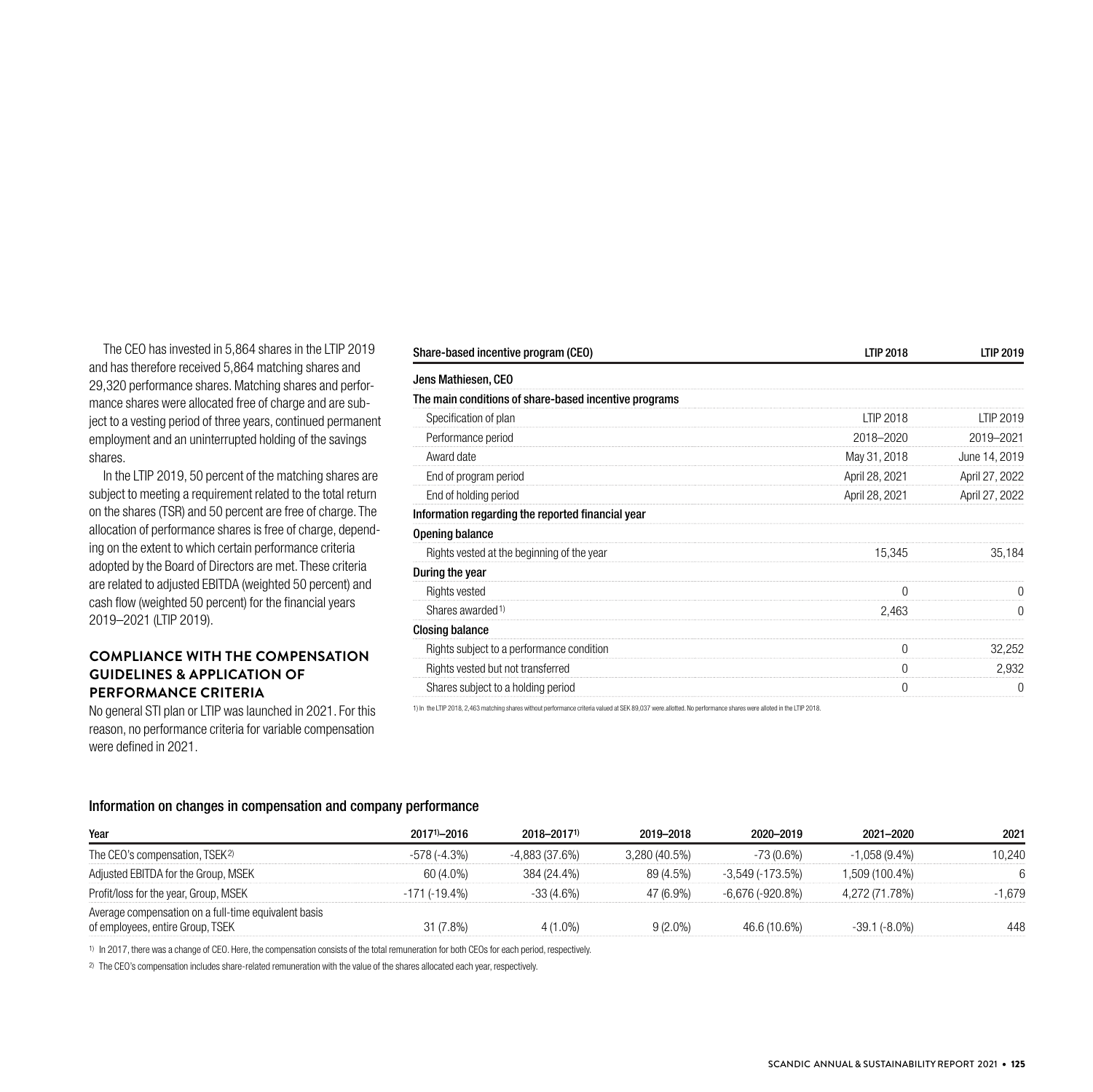The CEO has invested in 5,864 shares in the LTIP 2019 and has therefore received 5,864 matching shares and 29,320 performance shares. Matching shares and performance shares were allocated free of charge and are subject to a vesting period of three years, continued permanent employment and an uninterrupted holding of the savings shares.

In the LTIP 2019, 50 percent of the matching shares are subject to meeting a requirement related to the total return on the shares (TSR) and 50 percent are free of charge. The allocation of performance shares is free of charge, depending on the extent to which certain performance criteria adopted by the Board of Directors are met. These criteria are related to adjusted EBITDA (weighted 50 percent) and cash flow (weighted 50 percent) for the financial years 2019–2021 (LTIP 2019).

## COMPLIANCE WITH THE COMPENSATION GUIDELINES & APPLICATION OF PERFORMANCE CRITERIA

No general STI plan or LTIP was launched in 2021. For this reason, no performance criteria for variable compensation were defined in 2021.

| Share-based incentive program (CEO) | LTIP 2018 | LTIP 2019 |
|---|---|---|
| **Jens Mathiesen, CEO** | | |
| **The main conditions of share-based incentive programs** | | |
| Specification of plan | LTIP 2018 | LTIP 2019 |
| Performance period | 2018–2020 | 2019–2021 |
| Award date | May 31, 2018 | June 14, 2019 |
| End of program period | April 28, 2021 | April 27, 2022 |
| End of holding period | April 28, 2021 | April 27, 2022 |
| **Information regarding the reported financial year** | | |
| **Opening balance** | | |
| Rights vested at the beginning of the year | 15,345 | 35,184 |
| **During the year** | | |
| Rights vested | 0 | 0 |
| Shares awarded[1] | 2,463 | 0 |
| **Closing balance** | | |
| Rights subject to a performance condition | 0 | 32,252 |
| Rights vested but not transferred | 0 | 2,932 |
| Shares subject to a holding period | 0 | 0 |

1) In the LTIP 2018, 2,463 matching shares without performance criteria valued at SEK 89,037 were allotted. No performance shares were alloted in the LTIP 2018.

## Information on changes in compensation and company performance

| Year | 2017[1]–2016 | 2018–2017[1] | 2019–2018 | 2020–2019 | 2021–2020 | 2021 |
|---|---|---|---|---|---|---|
| The CEO's compensation, TSEK[2] | -578 (-4.3%) | -4,883 (37.6%) | 3,280 (40.5%) | -73 (0.6%) | -1,058 (9.4%) | 10,240 |
| Adjusted EBITDA for the Group, MSEK | 60 (4.0%) | 384 (24.4%) | 89 (4.5%) | -3,549 (-173.5%) | 1,509 (100.4%) | 6 |
| Profit/loss for the year, Group, MSEK | -171 (-19.4%) | -33 (4.6%) | 47 (6.9%) | -6,676 (-920.8%) | 4,272 (71.78%) | -1,679 |
| Average compensation on a full-time equivalent basis of employees, entire Group, TSEK | 31 (7.8%) | 4 (1.0%) | 9 (2.0%) | 46.6 (10.6%) | -39.1 (-8.0%) | 448 |

1) In 2017, there was a change of CEO. Here, the compensation consists of the total remuneration for both CEOs for each period, respectively.

2) The CEO's compensation includes share-related remuneration with the value of the shares allocated each year, respectively.